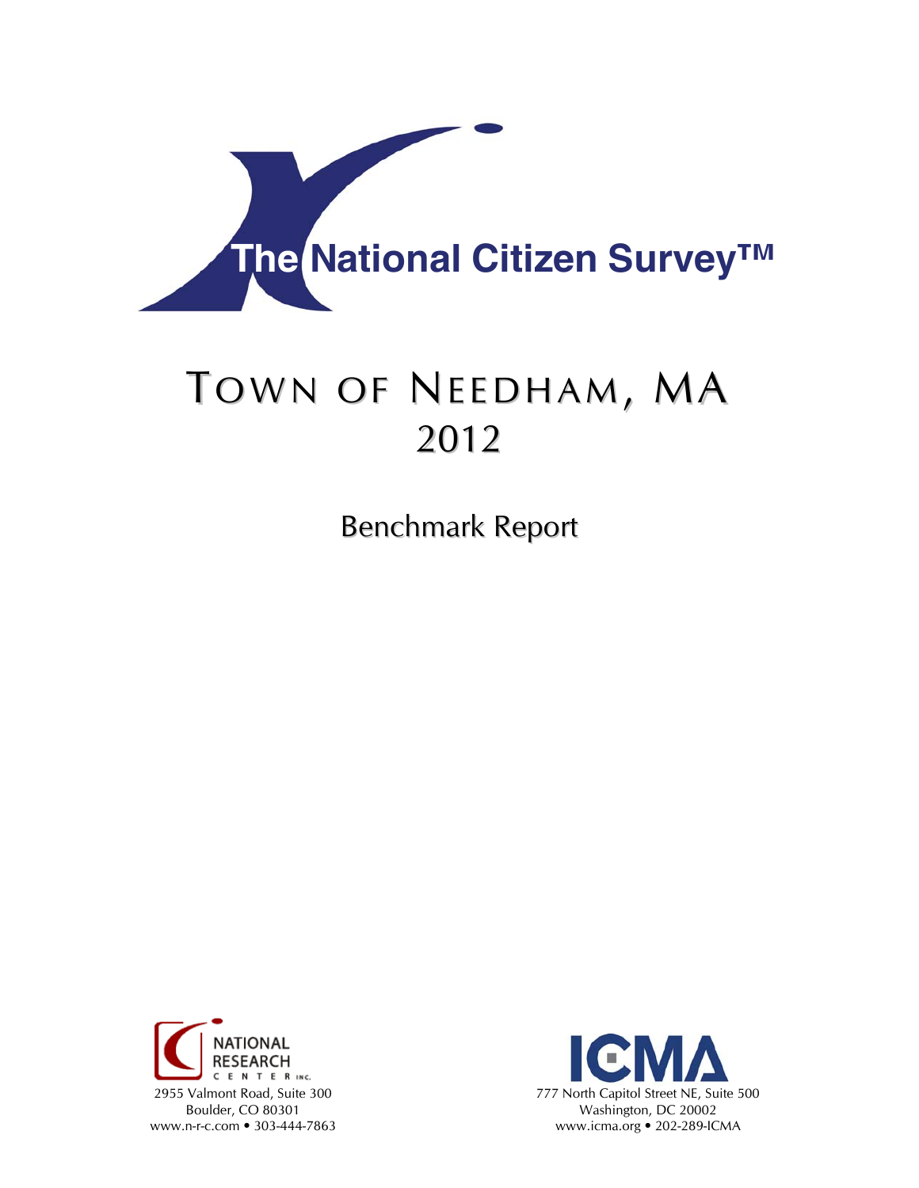# The National Citizen Survey™

# Town of Needham, MA
## 2012

### Benchmark Report

NATIONAL RESEARCH CENTER INC.
2955 Valmont Road, Suite 300
Boulder, CO 80301
www.n-r-c.com • 303-444-7863

ICMA
777 North Capitol Street NE, Suite 500
Washington, DC 20002
www.icma.org • 202-289-ICMA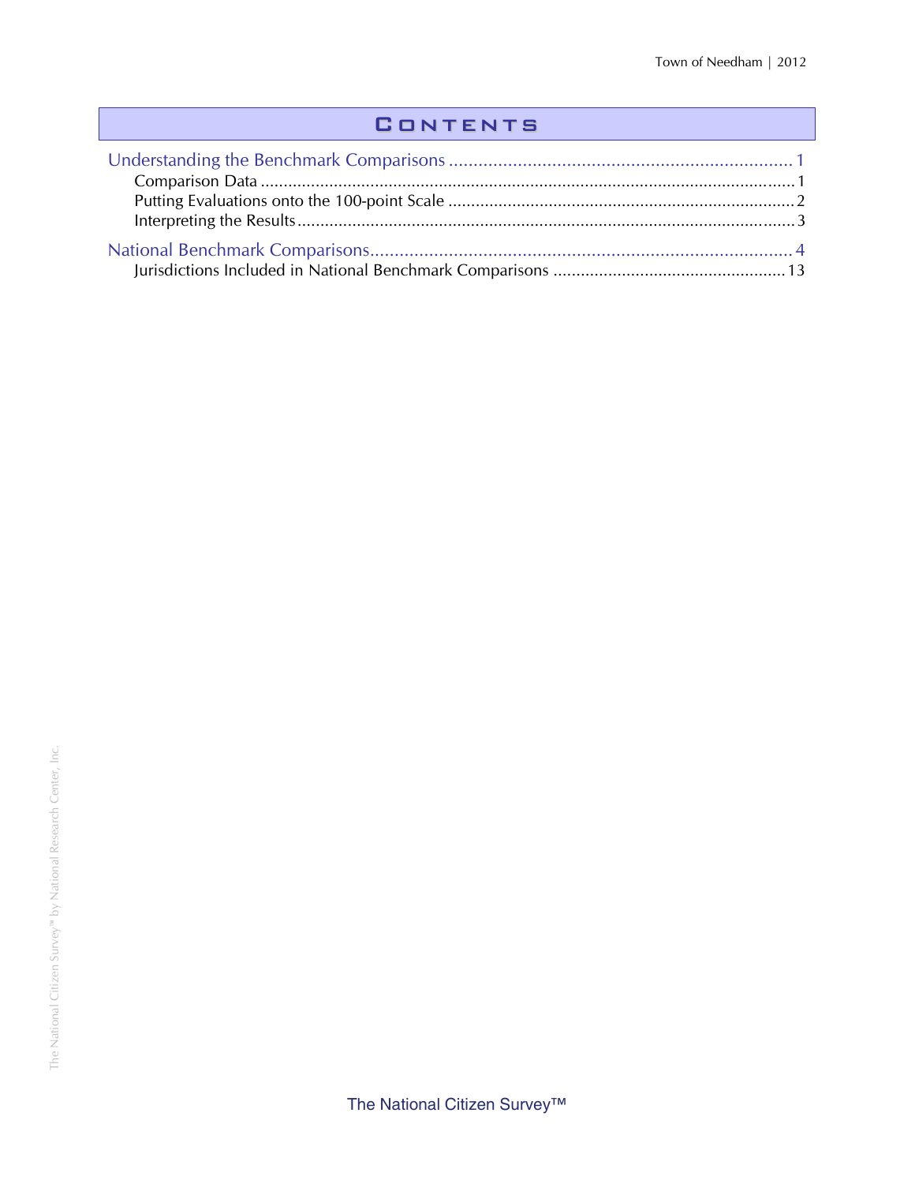# Contents

Understanding the Benchmark Comparisons ..................................................................... 1
- Comparison Data ..................................................................................................... 1
- Putting Evaluations onto the 100-point Scale ............................................................ 2
- Interpreting the Results ............................................................................................ 3

National Benchmark Comparisons..................................................................................... 4
- Jurisdictions Included in National Benchmark Comparisons ................................................. 13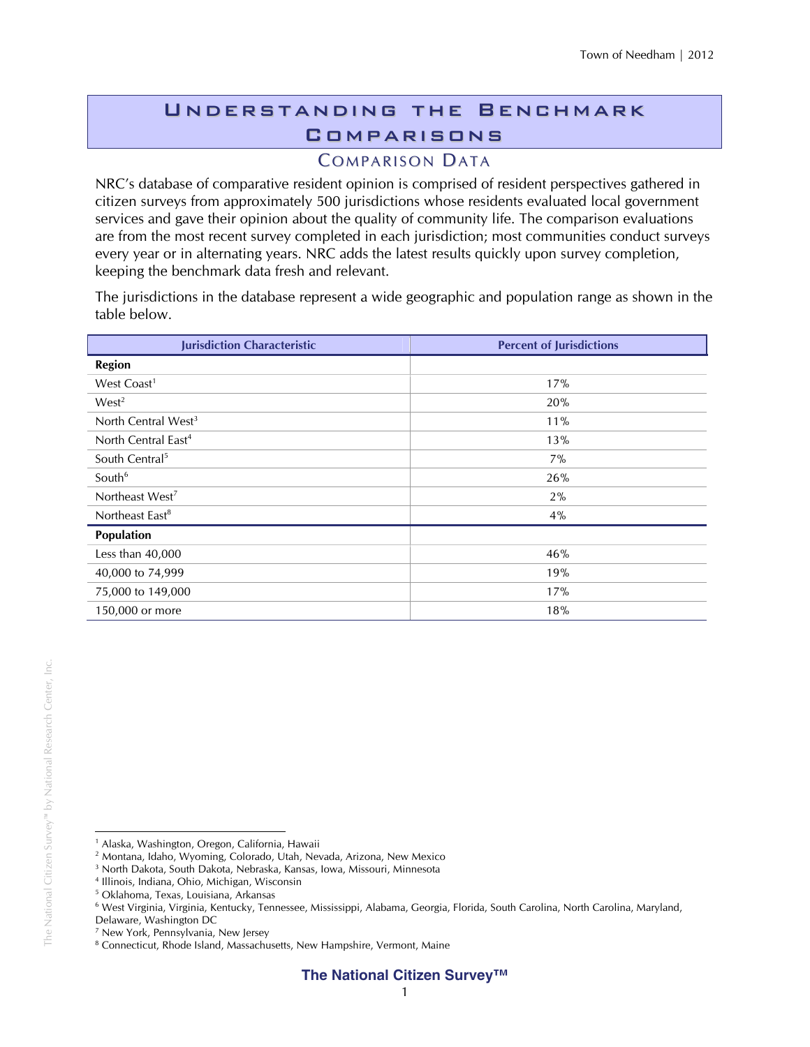# Understanding the Benchmark Comparisons

## Comparison Data

NRC's database of comparative resident opinion is comprised of resident perspectives gathered in citizen surveys from approximately 500 jurisdictions whose residents evaluated local government services and gave their opinion about the quality of community life. The comparison evaluations are from the most recent survey completed in each jurisdiction; most communities conduct surveys every year or in alternating years. NRC adds the latest results quickly upon survey completion, keeping the benchmark data fresh and relevant.

The jurisdictions in the database represent a wide geographic and population range as shown in the table below.

| Jurisdiction Characteristic | Percent of Jurisdictions |
|---|---|
| **Region** | |
| West Coast[1] | 17% |
| West[2] | 20% |
| North Central West[3] | 11% |
| North Central East[4] | 13% |
| South Central[5] | 7% |
| South[6] | 26% |
| Northeast West[7] | 2% |
| Northeast East[8] | 4% |
| **Population** | |
| Less than 40,000 | 46% |
| 40,000 to 74,999 | 19% |
| 75,000 to 149,000 | 17% |
| 150,000 or more | 18% |

[1] Alaska, Washington, Oregon, California, Hawaii
[2] Montana, Idaho, Wyoming, Colorado, Utah, Nevada, Arizona, New Mexico
[3] North Dakota, South Dakota, Nebraska, Kansas, Iowa, Missouri, Minnesota
[4] Illinois, Indiana, Ohio, Michigan, Wisconsin
[5] Oklahoma, Texas, Louisiana, Arkansas
[6] West Virginia, Virginia, Kentucky, Tennessee, Mississippi, Alabama, Georgia, Florida, South Carolina, North Carolina, Maryland, Delaware, Washington DC
[7] New York, Pennsylvania, New Jersey
[8] Connecticut, Rhode Island, Massachusetts, New Hampshire, Vermont, Maine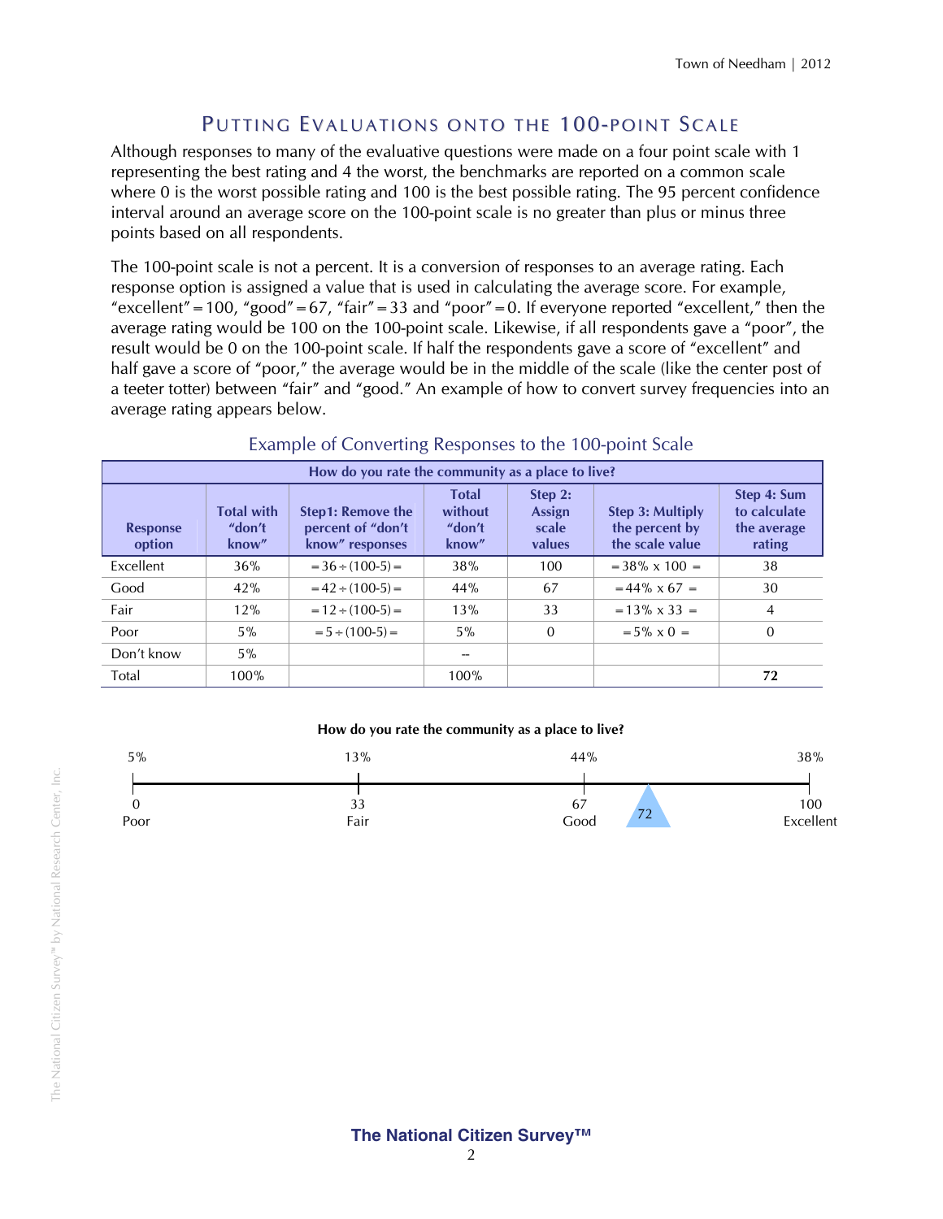# Putting Evaluations onto the 100-point Scale

Although responses to many of the evaluative questions were made on a four point scale with 1 representing the best rating and 4 the worst, the benchmarks are reported on a common scale where 0 is the worst possible rating and 100 is the best possible rating. The 95 percent confidence interval around an average score on the 100-point scale is no greater than plus or minus three points based on all respondents.

The 100-point scale is not a percent. It is a conversion of responses to an average rating. Each response option is assigned a value that is used in calculating the average score. For example, "excellent"=100, "good"=67, "fair"=33 and "poor"=0. If everyone reported "excellent," then the average rating would be 100 on the 100-point scale. Likewise, if all respondents gave a "poor", the result would be 0 on the 100-point scale. If half the respondents gave a score of "excellent" and half gave a score of "poor," the average would be in the middle of the scale (like the center post of a teeter totter) between "fair" and "good." An example of how to convert survey frequencies into an average rating appears below.

## Example of Converting Responses to the 100-point Scale

**How do you rate the community as a place to live?**

| Response option | Total with "don't know" | Step1: Remove the percent of "don't know" responses | Total without "don't know" | Step 2: Assign scale values | Step 3: Multiply the percent by the scale value | Step 4: Sum to calculate the average rating |
|---|---|---|---|---|---|---|
| Excellent | 36% | =36÷(100-5)= | 38% | 100 | =38% x 100 = | 38 |
| Good | 42% | =42÷(100-5)= | 44% | 67 | =44% x 67 = | 30 |
| Fair | 12% | =12÷(100-5)= | 13% | 33 | =13% x 33 = | 4 |
| Poor | 5% | =5÷(100-5)= | 5% | 0 | =5% x 0 = | 0 |
| Don't know | 5% | | -- | | | |
| Total | 100% | | 100% | | | **72** |

**How do you rate the community as a place to live?**

| 5% | 13% | 44% | 38% |
|---|---|---|---|
| 0 Poor | 33 Fair | 67 Good | 100 Excellent |

Average rating: 72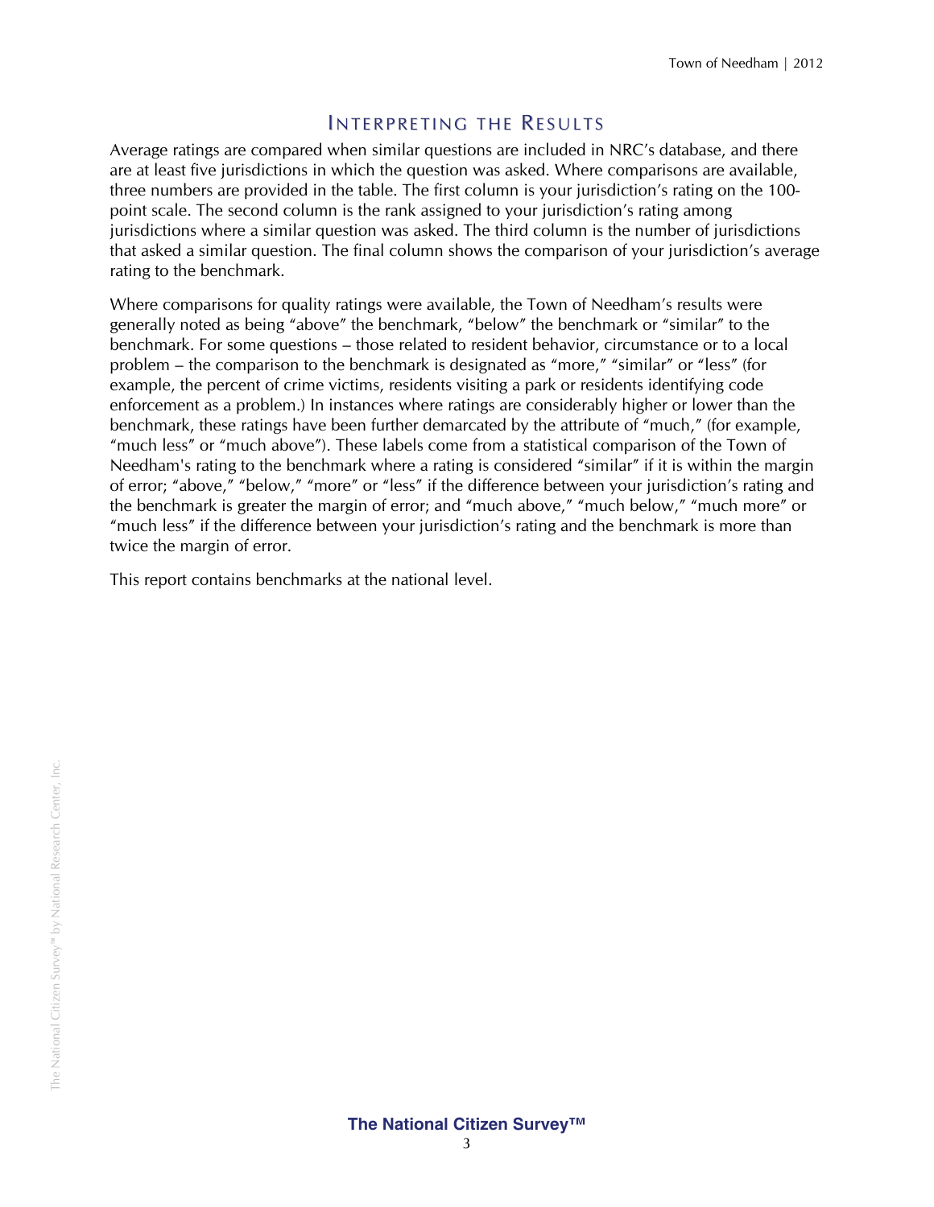## Interpreting the Results

Average ratings are compared when similar questions are included in NRC's database, and there are at least five jurisdictions in which the question was asked. Where comparisons are available, three numbers are provided in the table. The first column is your jurisdiction's rating on the 100-point scale. The second column is the rank assigned to your jurisdiction's rating among jurisdictions where a similar question was asked. The third column is the number of jurisdictions that asked a similar question. The final column shows the comparison of your jurisdiction's average rating to the benchmark.

Where comparisons for quality ratings were available, the Town of Needham's results were generally noted as being "above" the benchmark, "below" the benchmark or "similar" to the benchmark. For some questions – those related to resident behavior, circumstance or to a local problem – the comparison to the benchmark is designated as "more," "similar" or "less" (for example, the percent of crime victims, residents visiting a park or residents identifying code enforcement as a problem.) In instances where ratings are considerably higher or lower than the benchmark, these ratings have been further demarcated by the attribute of "much," (for example, "much less" or "much above"). These labels come from a statistical comparison of the Town of Needham's rating to the benchmark where a rating is considered "similar" if it is within the margin of error; "above," "below," "more" or "less" if the difference between your jurisdiction's rating and the benchmark is greater the margin of error; and "much above," "much below," "much more" or "much less" if the difference between your jurisdiction's rating and the benchmark is more than twice the margin of error.

This report contains benchmarks at the national level.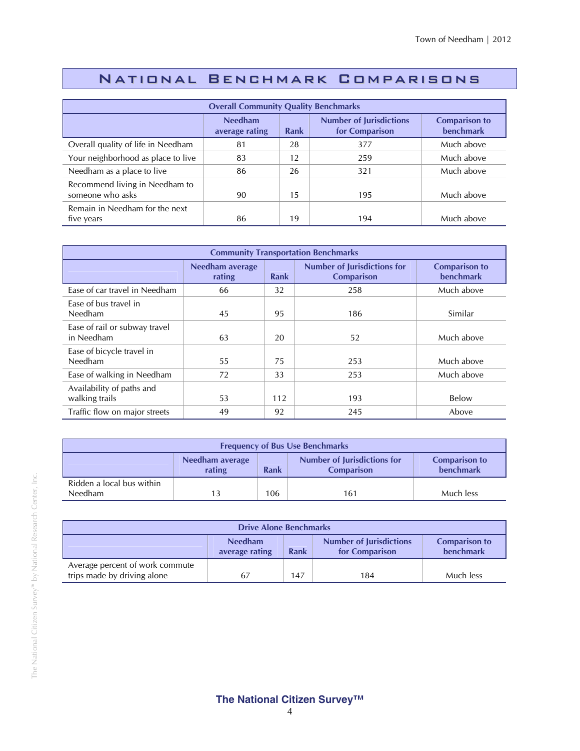# National Benchmark Comparisons

| Overall Community Quality Benchmarks | | | | |
|---|---|---|---|---|
| | Needham average rating | Rank | Number of Jurisdictions for Comparison | Comparison to benchmark |
| Overall quality of life in Needham | 81 | 28 | 377 | Much above |
| Your neighborhood as place to live | 83 | 12 | 259 | Much above |
| Needham as a place to live | 86 | 26 | 321 | Much above |
| Recommend living in Needham to someone who asks | 90 | 15 | 195 | Much above |
| Remain in Needham for the next five years | 86 | 19 | 194 | Much above |

| Community Transportation Benchmarks | | | | |
|---|---|---|---|---|
| | Needham average rating | Rank | Number of Jurisdictions for Comparison | Comparison to benchmark |
| Ease of car travel in Needham | 66 | 32 | 258 | Much above |
| Ease of bus travel in Needham | 45 | 95 | 186 | Similar |
| Ease of rail or subway travel in Needham | 63 | 20 | 52 | Much above |
| Ease of bicycle travel in Needham | 55 | 75 | 253 | Much above |
| Ease of walking in Needham | 72 | 33 | 253 | Much above |
| Availability of paths and walking trails | 53 | 112 | 193 | Below |
| Traffic flow on major streets | 49 | 92 | 245 | Above |

| Frequency of Bus Use Benchmarks | | | | |
|---|---|---|---|---|
| | Needham average rating | Rank | Number of Jurisdictions for Comparison | Comparison to benchmark |
| Ridden a local bus within Needham | 13 | 106 | 161 | Much less |

| Drive Alone Benchmarks | | | | |
|---|---|---|---|---|
| | Needham average rating | Rank | Number of Jurisdictions for Comparison | Comparison to benchmark |
| Average percent of work commute trips made by driving alone | 67 | 147 | 184 | Much less |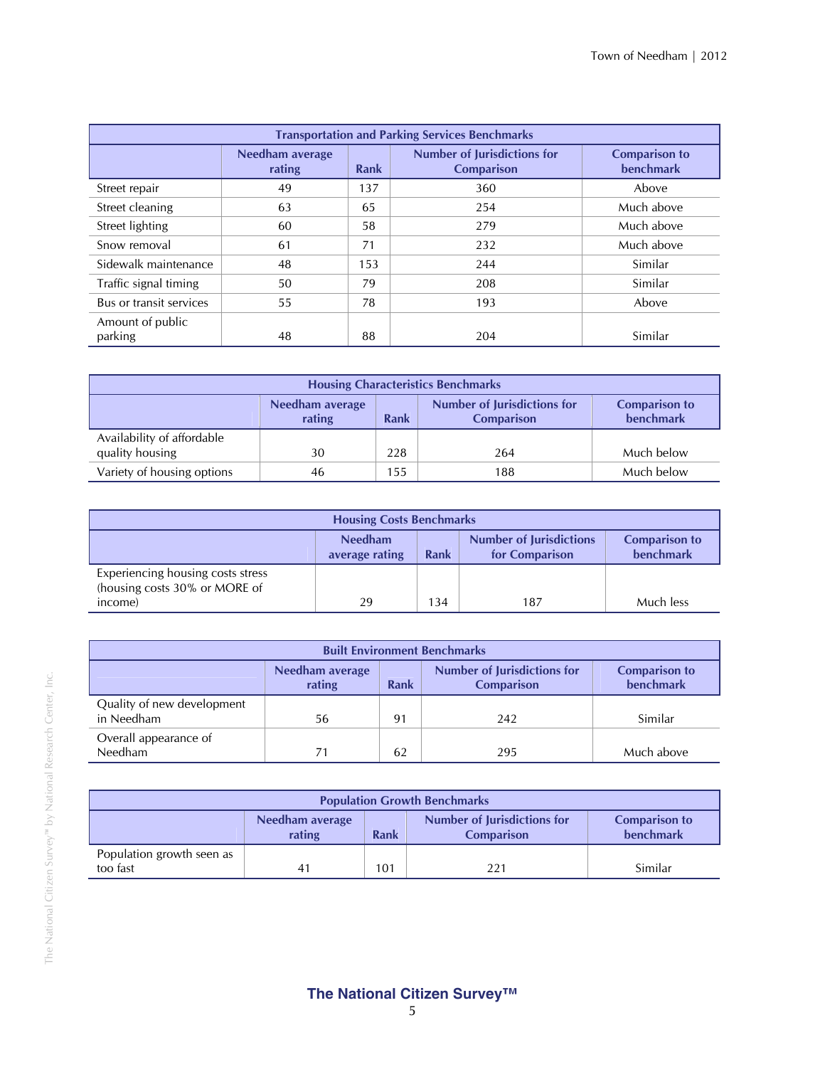| Transportation and Parking Services Benchmarks | | | | |
|---|---|---|---|---|
| | Needham average rating | Rank | Number of Jurisdictions for Comparison | Comparison to benchmark |
| Street repair | 49 | 137 | 360 | Above |
| Street cleaning | 63 | 65 | 254 | Much above |
| Street lighting | 60 | 58 | 279 | Much above |
| Snow removal | 61 | 71 | 232 | Much above |
| Sidewalk maintenance | 48 | 153 | 244 | Similar |
| Traffic signal timing | 50 | 79 | 208 | Similar |
| Bus or transit services | 55 | 78 | 193 | Above |
| Amount of public parking | 48 | 88 | 204 | Similar |

| Housing Characteristics Benchmarks | | | | |
|---|---|---|---|---|
| | Needham average rating | Rank | Number of Jurisdictions for Comparison | Comparison to benchmark |
| Availability of affordable quality housing | 30 | 228 | 264 | Much below |
| Variety of housing options | 46 | 155 | 188 | Much below |

| Housing Costs Benchmarks | | | | |
|---|---|---|---|---|
| | Needham average rating | Rank | Number of Jurisdictions for Comparison | Comparison to benchmark |
| Experiencing housing costs stress (housing costs 30% or MORE of income) | 29 | 134 | 187 | Much less |

| Built Environment Benchmarks | | | | |
|---|---|---|---|---|
| | Needham average rating | Rank | Number of Jurisdictions for Comparison | Comparison to benchmark |
| Quality of new development in Needham | 56 | 91 | 242 | Similar |
| Overall appearance of Needham | 71 | 62 | 295 | Much above |

| Population Growth Benchmarks | | | | |
|---|---|---|---|---|
| | Needham average rating | Rank | Number of Jurisdictions for Comparison | Comparison to benchmark |
| Population growth seen as too fast | 41 | 101 | 221 | Similar |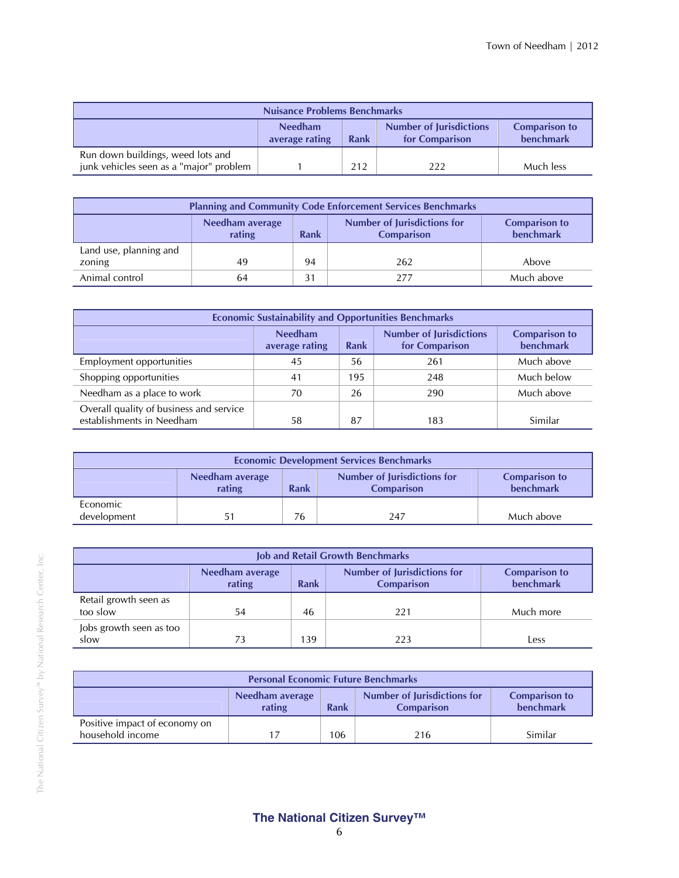| Nuisance Problems Benchmarks | | | | |
|---|---|---|---|---|
| | Needham average rating | Rank | Number of Jurisdictions for Comparison | Comparison to benchmark |
| Run down buildings, weed lots and junk vehicles seen as a "major" problem | 1 | 212 | 222 | Much less |

| Planning and Community Code Enforcement Services Benchmarks | | | | |
|---|---|---|---|---|
| | Needham average rating | Rank | Number of Jurisdictions for Comparison | Comparison to benchmark |
| Land use, planning and zoning | 49 | 94 | 262 | Above |
| Animal control | 64 | 31 | 277 | Much above |

| Economic Sustainability and Opportunities Benchmarks | | | | |
|---|---|---|---|---|
| | Needham average rating | Rank | Number of Jurisdictions for Comparison | Comparison to benchmark |
| Employment opportunities | 45 | 56 | 261 | Much above |
| Shopping opportunities | 41 | 195 | 248 | Much below |
| Needham as a place to work | 70 | 26 | 290 | Much above |
| Overall quality of business and service establishments in Needham | 58 | 87 | 183 | Similar |

| Economic Development Services Benchmarks | | | | |
|---|---|---|---|---|
| | Needham average rating | Rank | Number of Jurisdictions for Comparison | Comparison to benchmark |
| Economic development | 51 | 76 | 247 | Much above |

| Job and Retail Growth Benchmarks | | | | |
|---|---|---|---|---|
| | Needham average rating | Rank | Number of Jurisdictions for Comparison | Comparison to benchmark |
| Retail growth seen as too slow | 54 | 46 | 221 | Much more |
| Jobs growth seen as too slow | 73 | 139 | 223 | Less |

| Personal Economic Future Benchmarks | | | | |
|---|---|---|---|---|
| | Needham average rating | Rank | Number of Jurisdictions for Comparison | Comparison to benchmark |
| Positive impact of economy on household income | 17 | 106 | 216 | Similar |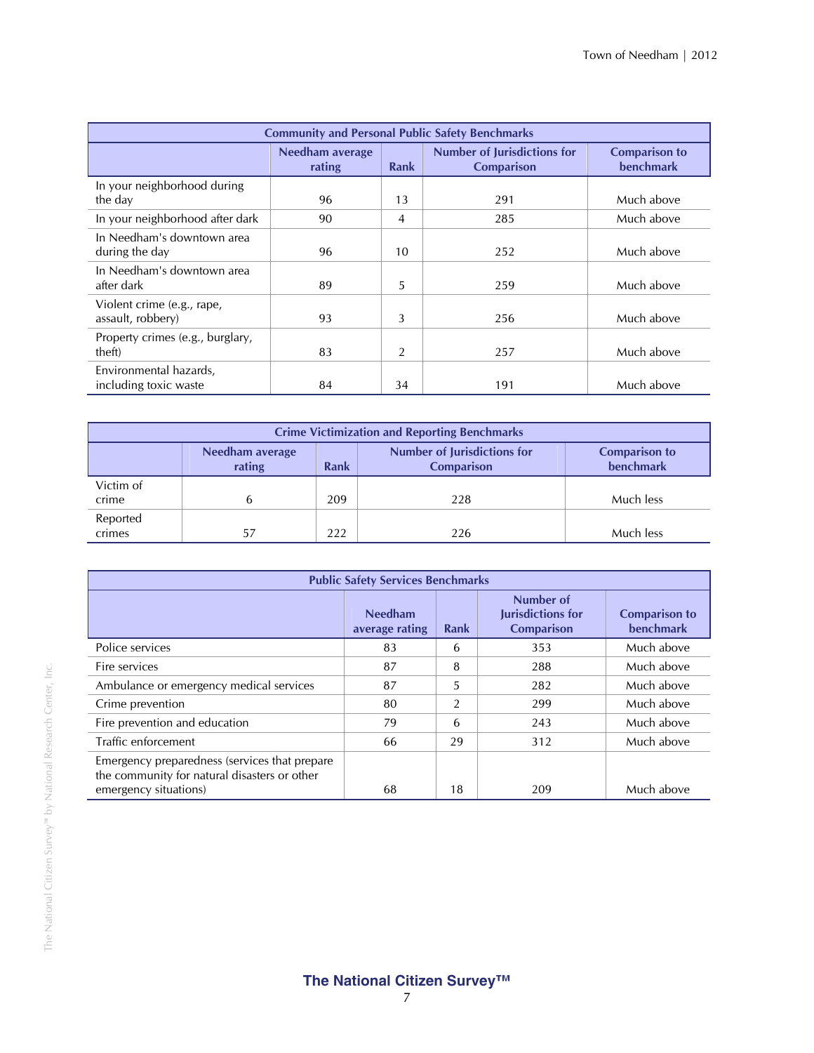| Community and Personal Public Safety Benchmarks | | | | |
|---|---|---|---|---|
| | Needham average rating | Rank | Number of Jurisdictions for Comparison | Comparison to benchmark |
| In your neighborhood during the day | 96 | 13 | 291 | Much above |
| In your neighborhood after dark | 90 | 4 | 285 | Much above |
| In Needham's downtown area during the day | 96 | 10 | 252 | Much above |
| In Needham's downtown area after dark | 89 | 5 | 259 | Much above |
| Violent crime (e.g., rape, assault, robbery) | 93 | 3 | 256 | Much above |
| Property crimes (e.g., burglary, theft) | 83 | 2 | 257 | Much above |
| Environmental hazards, including toxic waste | 84 | 34 | 191 | Much above |

| Crime Victimization and Reporting Benchmarks | | | | |
|---|---|---|---|---|
| | Needham average rating | Rank | Number of Jurisdictions for Comparison | Comparison to benchmark |
| Victim of crime | 6 | 209 | 228 | Much less |
| Reported crimes | 57 | 222 | 226 | Much less |

| Public Safety Services Benchmarks | | | | |
|---|---|---|---|---|
| | Needham average rating | Rank | Number of Jurisdictions for Comparison | Comparison to benchmark |
| Police services | 83 | 6 | 353 | Much above |
| Fire services | 87 | 8 | 288 | Much above |
| Ambulance or emergency medical services | 87 | 5 | 282 | Much above |
| Crime prevention | 80 | 2 | 299 | Much above |
| Fire prevention and education | 79 | 6 | 243 | Much above |
| Traffic enforcement | 66 | 29 | 312 | Much above |
| Emergency preparedness (services that prepare the community for natural disasters or other emergency situations) | 68 | 18 | 209 | Much above |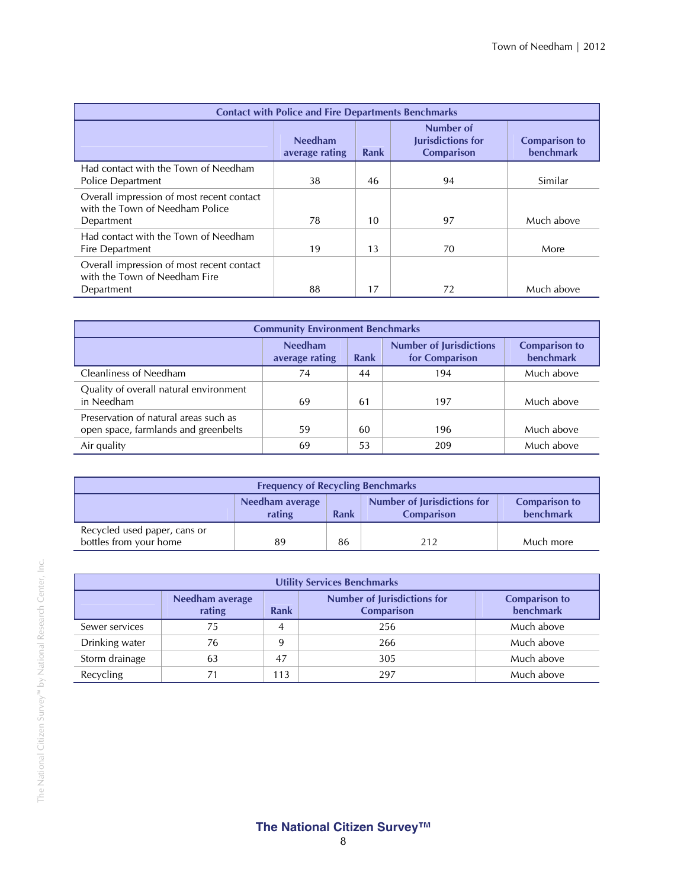| Contact with Police and Fire Departments Benchmarks | | | | |
|---|---|---|---|---|
| | Needham average rating | Rank | Number of Jurisdictions for Comparison | Comparison to benchmark |
| Had contact with the Town of Needham Police Department | 38 | 46 | 94 | Similar |
| Overall impression of most recent contact with the Town of Needham Police Department | 78 | 10 | 97 | Much above |
| Had contact with the Town of Needham Fire Department | 19 | 13 | 70 | More |
| Overall impression of most recent contact with the Town of Needham Fire Department | 88 | 17 | 72 | Much above |

| Community Environment Benchmarks | | | | |
|---|---|---|---|---|
| | Needham average rating | Rank | Number of Jurisdictions for Comparison | Comparison to benchmark |
| Cleanliness of Needham | 74 | 44 | 194 | Much above |
| Quality of overall natural environment in Needham | 69 | 61 | 197 | Much above |
| Preservation of natural areas such as open space, farmlands and greenbelts | 59 | 60 | 196 | Much above |
| Air quality | 69 | 53 | 209 | Much above |

| Frequency of Recycling Benchmarks | | | | |
|---|---|---|---|---|
| | Needham average rating | Rank | Number of Jurisdictions for Comparison | Comparison to benchmark |
| Recycled used paper, cans or bottles from your home | 89 | 86 | 212 | Much more |

| Utility Services Benchmarks | | | | |
|---|---|---|---|---|
| | Needham average rating | Rank | Number of Jurisdictions for Comparison | Comparison to benchmark |
| Sewer services | 75 | 4 | 256 | Much above |
| Drinking water | 76 | 9 | 266 | Much above |
| Storm drainage | 63 | 47 | 305 | Much above |
| Recycling | 71 | 113 | 297 | Much above |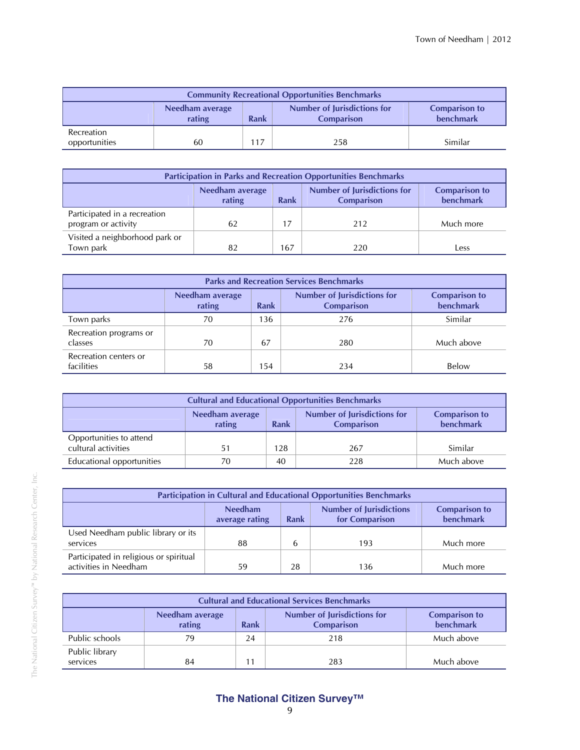| Community Recreational Opportunities Benchmarks | | | | |
|---|---|---|---|---|
| | Needham average rating | Rank | Number of Jurisdictions for Comparison | Comparison to benchmark |
| Recreation opportunities | 60 | 117 | 258 | Similar |

| Participation in Parks and Recreation Opportunities Benchmarks | | | | |
|---|---|---|---|---|
| | Needham average rating | Rank | Number of Jurisdictions for Comparison | Comparison to benchmark |
| Participated in a recreation program or activity | 62 | 17 | 212 | Much more |
| Visited a neighborhood park or Town park | 82 | 167 | 220 | Less |

| Parks and Recreation Services Benchmarks | | | | |
|---|---|---|---|---|
| | Needham average rating | Rank | Number of Jurisdictions for Comparison | Comparison to benchmark |
| Town parks | 70 | 136 | 276 | Similar |
| Recreation programs or classes | 70 | 67 | 280 | Much above |
| Recreation centers or facilities | 58 | 154 | 234 | Below |

| Cultural and Educational Opportunities Benchmarks | | | | |
|---|---|---|---|---|
| | Needham average rating | Rank | Number of Jurisdictions for Comparison | Comparison to benchmark |
| Opportunities to attend cultural activities | 51 | 128 | 267 | Similar |
| Educational opportunities | 70 | 40 | 228 | Much above |

| Participation in Cultural and Educational Opportunities Benchmarks | | | | |
|---|---|---|---|---|
| | Needham average rating | Rank | Number of Jurisdictions for Comparison | Comparison to benchmark |
| Used Needham public library or its services | 88 | 6 | 193 | Much more |
| Participated in religious or spiritual activities in Needham | 59 | 28 | 136 | Much more |

| Cultural and Educational Services Benchmarks | | | | |
|---|---|---|---|---|
| | Needham average rating | Rank | Number of Jurisdictions for Comparison | Comparison to benchmark |
| Public schools | 79 | 24 | 218 | Much above |
| Public library services | 84 | 11 | 283 | Much above |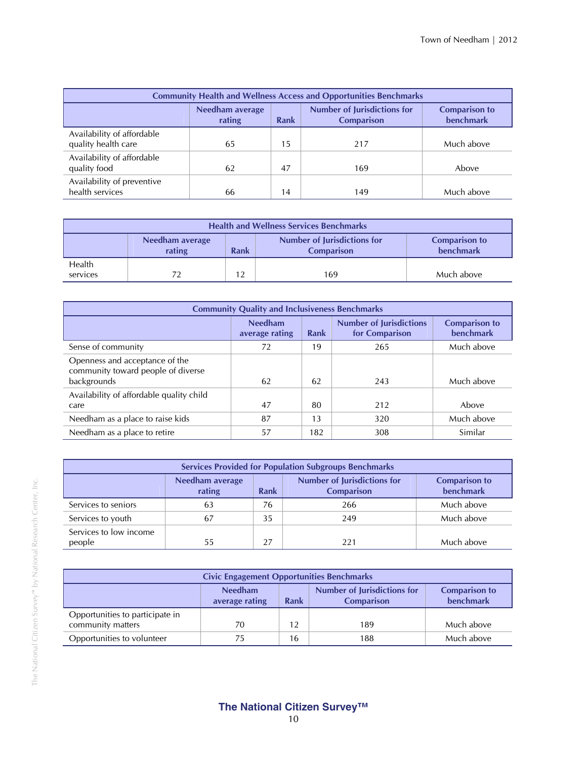| Community Health and Wellness Access and Opportunities Benchmarks | | | | |
|---|---|---|---|---|
| | Needham average rating | Rank | Number of Jurisdictions for Comparison | Comparison to benchmark |
| Availability of affordable quality health care | 65 | 15 | 217 | Much above |
| Availability of affordable quality food | 62 | 47 | 169 | Above |
| Availability of preventive health services | 66 | 14 | 149 | Much above |

| Health and Wellness Services Benchmarks | | | | |
|---|---|---|---|---|
| | Needham average rating | Rank | Number of Jurisdictions for Comparison | Comparison to benchmark |
| Health services | 72 | 12 | 169 | Much above |

| Community Quality and Inclusiveness Benchmarks | | | | |
|---|---|---|---|---|
| | Needham average rating | Rank | Number of Jurisdictions for Comparison | Comparison to benchmark |
| Sense of community | 72 | 19 | 265 | Much above |
| Openness and acceptance of the community toward people of diverse backgrounds | 62 | 62 | 243 | Much above |
| Availability of affordable quality child care | 47 | 80 | 212 | Above |
| Needham as a place to raise kids | 87 | 13 | 320 | Much above |
| Needham as a place to retire | 57 | 182 | 308 | Similar |

| Services Provided for Population Subgroups Benchmarks | | | | |
|---|---|---|---|---|
| | Needham average rating | Rank | Number of Jurisdictions for Comparison | Comparison to benchmark |
| Services to seniors | 63 | 76 | 266 | Much above |
| Services to youth | 67 | 35 | 249 | Much above |
| Services to low income people | 55 | 27 | 221 | Much above |

| Civic Engagement Opportunities Benchmarks | | | | |
|---|---|---|---|---|
| | Needham average rating | Rank | Number of Jurisdictions for Comparison | Comparison to benchmark |
| Opportunities to participate in community matters | 70 | 12 | 189 | Much above |
| Opportunities to volunteer | 75 | 16 | 188 | Much above |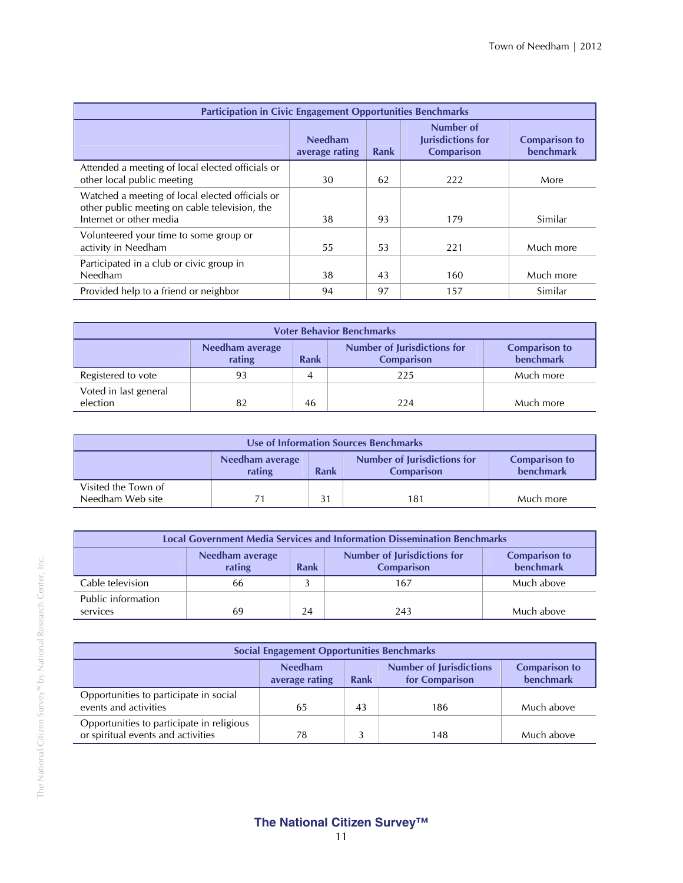| Participation in Civic Engagement Opportunities Benchmarks | | | | |
|---|---|---|---|---|
| | Needham average rating | Rank | Number of Jurisdictions for Comparison | Comparison to benchmark |
| Attended a meeting of local elected officials or other local public meeting | 30 | 62 | 222 | More |
| Watched a meeting of local elected officials or other public meeting on cable television, the Internet or other media | 38 | 93 | 179 | Similar |
| Volunteered your time to some group or activity in Needham | 55 | 53 | 221 | Much more |
| Participated in a club or civic group in Needham | 38 | 43 | 160 | Much more |
| Provided help to a friend or neighbor | 94 | 97 | 157 | Similar |

| Voter Behavior Benchmarks | | | | |
|---|---|---|---|---|
| | Needham average rating | Rank | Number of Jurisdictions for Comparison | Comparison to benchmark |
| Registered to vote | 93 | 4 | 225 | Much more |
| Voted in last general election | 82 | 46 | 224 | Much more |

| Use of Information Sources Benchmarks | | | | |
|---|---|---|---|---|
| | Needham average rating | Rank | Number of Jurisdictions for Comparison | Comparison to benchmark |
| Visited the Town of Needham Web site | 71 | 31 | 181 | Much more |

| Local Government Media Services and Information Dissemination Benchmarks | | | | |
|---|---|---|---|---|
| | Needham average rating | Rank | Number of Jurisdictions for Comparison | Comparison to benchmark |
| Cable television | 66 | 3 | 167 | Much above |
| Public information services | 69 | 24 | 243 | Much above |

| Social Engagement Opportunities Benchmarks | | | | |
|---|---|---|---|---|
| | Needham average rating | Rank | Number of Jurisdictions for Comparison | Comparison to benchmark |
| Opportunities to participate in social events and activities | 65 | 43 | 186 | Much above |
| Opportunities to participate in religious or spiritual events and activities | 78 | 3 | 148 | Much above |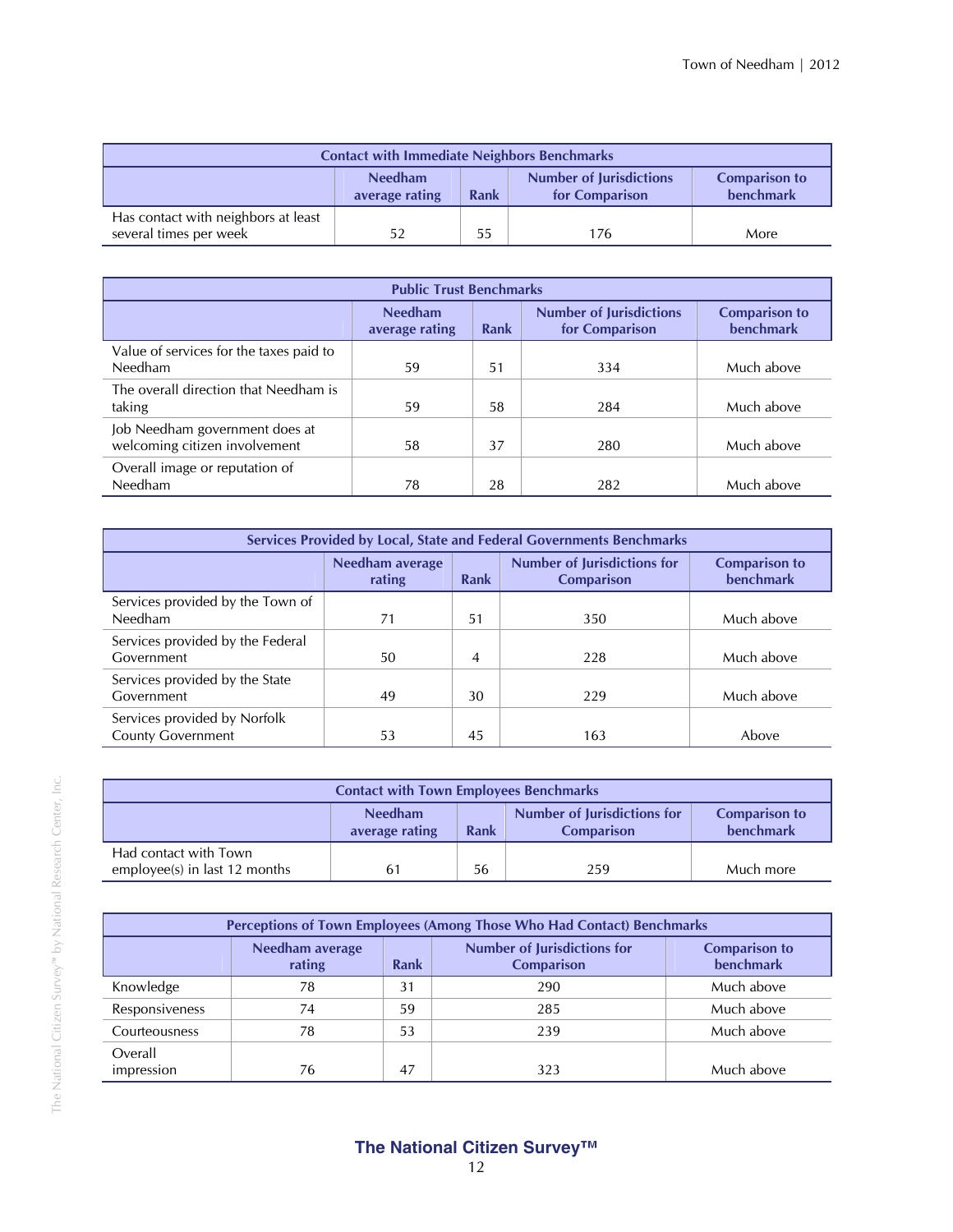| Contact with Immediate Neighbors Benchmarks | | | | |
|---|---|---|---|---|
| | Needham average rating | Rank | Number of Jurisdictions for Comparison | Comparison to benchmark |
| Has contact with neighbors at least several times per week | 52 | 55 | 176 | More |

| Public Trust Benchmarks | | | | |
|---|---|---|---|---|
| | Needham average rating | Rank | Number of Jurisdictions for Comparison | Comparison to benchmark |
| Value of services for the taxes paid to Needham | 59 | 51 | 334 | Much above |
| The overall direction that Needham is taking | 59 | 58 | 284 | Much above |
| Job Needham government does at welcoming citizen involvement | 58 | 37 | 280 | Much above |
| Overall image or reputation of Needham | 78 | 28 | 282 | Much above |

| Services Provided by Local, State and Federal Governments Benchmarks | | | | |
|---|---|---|---|---|
| | Needham average rating | Rank | Number of Jurisdictions for Comparison | Comparison to benchmark |
| Services provided by the Town of Needham | 71 | 51 | 350 | Much above |
| Services provided by the Federal Government | 50 | 4 | 228 | Much above |
| Services provided by the State Government | 49 | 30 | 229 | Much above |
| Services provided by Norfolk County Government | 53 | 45 | 163 | Above |

| Contact with Town Employees Benchmarks | | | | |
|---|---|---|---|---|
| | Needham average rating | Rank | Number of Jurisdictions for Comparison | Comparison to benchmark |
| Had contact with Town employee(s) in last 12 months | 61 | 56 | 259 | Much more |

| Perceptions of Town Employees (Among Those Who Had Contact) Benchmarks | | | | |
|---|---|---|---|---|
| | Needham average rating | Rank | Number of Jurisdictions for Comparison | Comparison to benchmark |
| Knowledge | 78 | 31 | 290 | Much above |
| Responsiveness | 74 | 59 | 285 | Much above |
| Courteousness | 78 | 53 | 239 | Much above |
| Overall impression | 76 | 47 | 323 | Much above |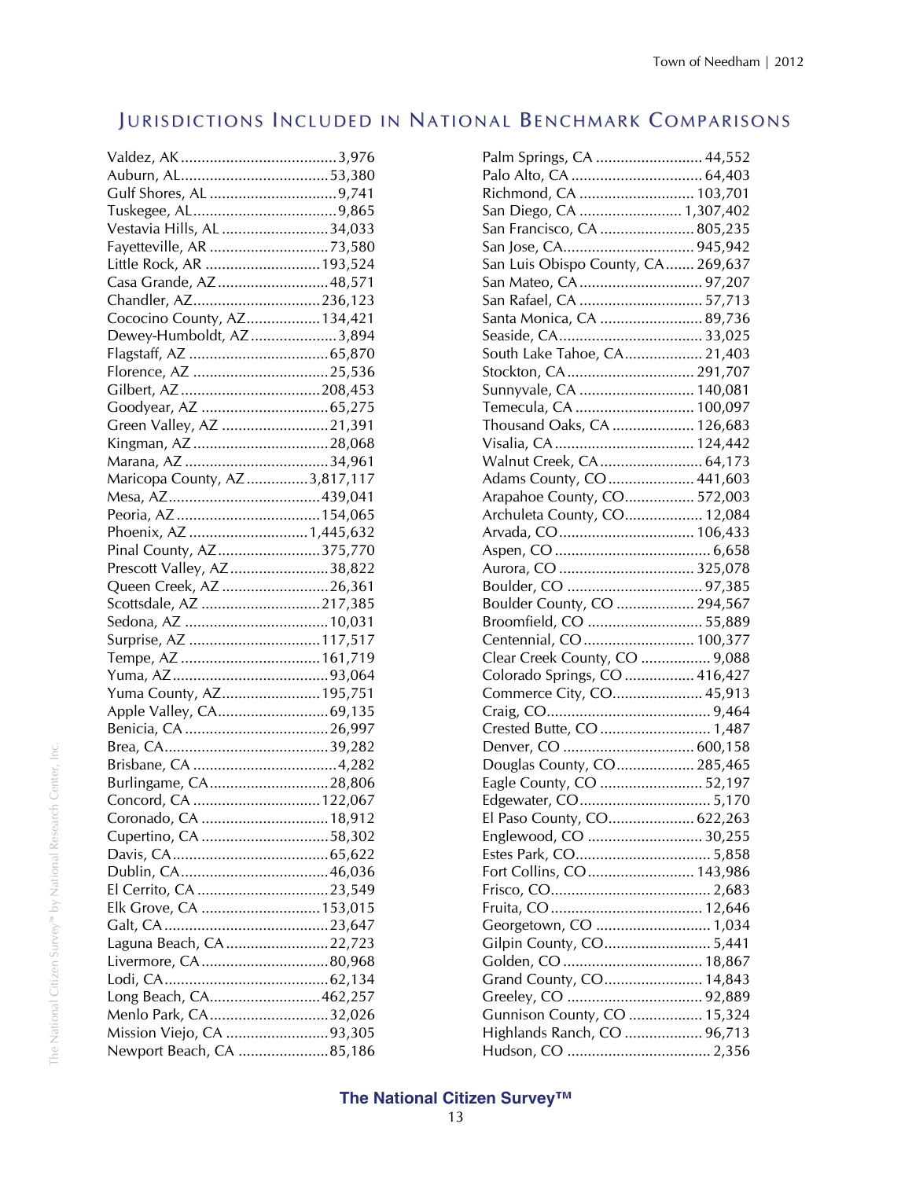## Jurisdictions Included in National Benchmark Comparisons

Valdez, AK ....................................3,976
Auburn, AL....................................53,380
Gulf Shores, AL ...............................9,741
Tuskegee, AL...................................9,865
Vestavia Hills, AL ..........................34,033
Fayetteville, AR .............................73,580
Little Rock, AR ............................193,524
Casa Grande, AZ ...........................48,571
Chandler, AZ...............................236,123
Cococino County, AZ..................134,421
Dewey-Humboldt, AZ.....................3,894
Flagstaff, AZ ..................................65,870
Florence, AZ .................................25,536
Gilbert, AZ ..................................208,453
Goodyear, AZ ...............................65,275
Green Valley, AZ ..........................21,391
Kingman, AZ .................................28,068
Marana, AZ ...................................34,961
Maricopa County, AZ...............3,817,117
Mesa, AZ.....................................439,041
Peoria, AZ ...................................154,065
Phoenix, AZ .............................1,445,632
Pinal County, AZ.........................375,770
Prescott Valley, AZ........................38,822
Queen Creek, AZ ..........................26,361
Scottsdale, AZ .............................217,385
Sedona, AZ ...................................10,031
Surprise, AZ ................................117,517
Tempe, AZ ..................................161,719
Yuma, AZ......................................93,064
Yuma County, AZ........................195,751
Apple Valley, CA...........................69,135
Benicia, CA ...................................26,997
Brea, CA........................................39,282
Brisbane, CA ...................................4,282
Burlingame, CA.............................28,806
Concord, CA ...............................122,067
Coronado, CA ...............................18,912
Cupertino, CA ...............................58,302
Davis, CA......................................65,622
Dublin, CA....................................46,036
El Cerrito, CA ................................23,549
Elk Grove, CA .............................153,015
Galt, CA........................................23,647
Laguna Beach, CA .........................22,723
Livermore, CA ...............................80,968
Lodi, CA........................................62,134
Long Beach, CA...........................462,257
Menlo Park, CA.............................32,026
Mission Viejo, CA .........................93,305
Newport Beach, CA ......................85,186
Palm Springs, CA .......................... 44,552
Palo Alto, CA ................................ 64,403
Richmond, CA ............................ 103,701
San Diego, CA ......................... 1,307,402
San Francisco, CA ....................... 805,235
San Jose, CA................................ 945,942
San Luis Obispo County, CA....... 269,637
San Mateo, CA .............................. 97,207
San Rafael, CA .............................. 57,713
Santa Monica, CA ......................... 89,736
Seaside, CA................................... 33,025
South Lake Tahoe, CA................... 21,403
Stockton, CA ............................... 291,707
Sunnyvale, CA ............................ 140,081
Temecula, CA ............................. 100,097
Thousand Oaks, CA .................... 126,683
Visalia, CA .................................. 124,442
Walnut Creek, CA ......................... 64,173
Adams County, CO ..................... 441,603
Arapahoe County, CO................. 572,003
Archuleta County, CO................... 12,084
Arvada, CO ................................. 106,433
Aspen, CO ...................................... 6,658
Aurora, CO ................................. 325,078
Boulder, CO ................................. 97,385
Boulder County, CO ................... 294,567
Broomfield, CO ............................ 55,889
Centennial, CO ........................... 100,377
Clear Creek County, CO ................. 9,088
Colorado Springs, CO ................. 416,427
Commerce City, CO...................... 45,913
Craig, CO........................................ 9,464
Crested Butte, CO ........................... 1,487
Denver, CO ................................ 600,158
Douglas County, CO................... 285,465
Eagle County, CO ......................... 52,197
Edgewater, CO................................ 5,170
El Paso County, CO..................... 622,263
Englewood, CO ............................ 30,255
Estes Park, CO................................ 5,858
Fort Collins, CO .......................... 143,986
Frisco, CO....................................... 2,683
Fruita, CO ..................................... 12,646
Georgetown, CO ............................ 1,034
Gilpin County, CO.......................... 5,441
Golden, CO .................................. 18,867
Grand County, CO........................ 14,843
Greeley, CO ................................. 92,889
Gunnison County, CO .................. 15,324
Highlands Ranch, CO ................... 96,713
Hudson, CO ................................... 2,356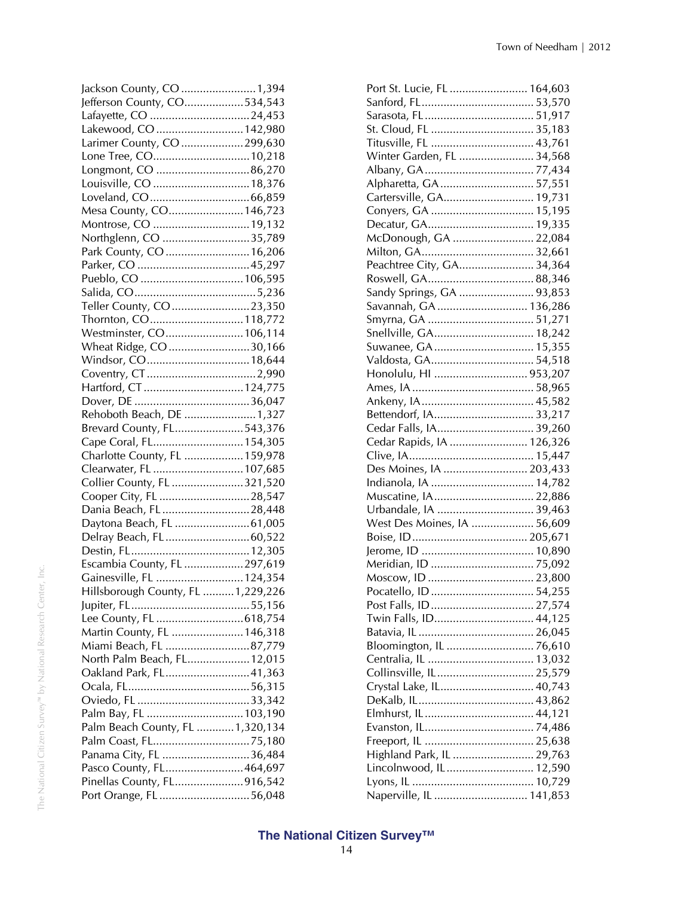Jackson County, CO ........................ 1,394
Jefferson County, CO.................. 534,543
Lafayette, CO ................................ 24,453
Lakewood, CO ............................ 142,980
Larimer County, CO .................... 299,630
Lone Tree, CO............................... 10,218
Longmont, CO .............................. 86,270
Louisville, CO ............................... 18,376
Loveland, CO ................................ 66,859
Mesa County, CO........................ 146,723
Montrose, CO ............................... 19,132
Northglenn, CO ............................ 35,789
Park County, CO ........................... 16,206
Parker, CO .................................... 45,297
Pueblo, CO ................................. 106,595
Salida, CO....................................... 5,236
Teller County, CO ......................... 23,350
Thornton, CO.............................. 118,772
Westminster, CO......................... 106,114
Wheat Ridge, CO .......................... 30,166
Windsor, CO ................................. 18,644
Coventry, CT ................................... 2,990
Hartford, CT ................................ 124,775
Dover, DE ..................................... 36,047
Rehoboth Beach, DE ....................... 1,327
Brevard County, FL...................... 543,376
Cape Coral, FL............................. 154,305
Charlotte County, FL ................... 159,978
Clearwater, FL ............................ 107,685
Collier County, FL ....................... 321,520
Cooper City, FL ............................. 28,547
Dania Beach, FL ............................ 28,448
Daytona Beach, FL ........................ 61,005
Delray Beach, FL ........................... 60,522
Destin, FL...................................... 12,305
Escambia County, FL ................... 297,619
Gainesville, FL ............................ 124,354
Hillsborough County, FL .......... 1,229,226
Jupiter, FL...................................... 55,156
Lee County, FL ............................ 618,754
Martin County, FL ....................... 146,318
Miami Beach, FL ........................... 87,779
North Palm Beach, FL.................... 12,015
Oakland Park, FL........................... 41,363
Ocala, FL....................................... 56,315
Oviedo, FL .................................... 33,342
Palm Bay, FL ............................... 103,190
Palm Beach County, FL ............ 1,320,134
Palm Coast, FL............................... 75,180
Panama City, FL ............................ 36,484
Pasco County, FL......................... 464,697
Pinellas County, FL...................... 916,542
Port Orange, FL ............................. 56,048
Port St. Lucie, FL ......................... 164,603
Sanford, FL.................................... 53,570
Sarasota, FL ................................... 51,917
St. Cloud, FL ................................. 35,183
Titusville, FL ................................. 43,761
Winter Garden, FL ........................ 34,568
Albany, GA ................................... 77,434
Alpharetta, GA .............................. 57,551
Cartersville, GA............................. 19,731
Conyers, GA ................................. 15,195
Decatur, GA.................................. 19,335
McDonough, GA .......................... 22,084
Milton, GA.................................... 32,661
Peachtree City, GA........................ 34,364
Roswell, GA.................................. 88,346
Sandy Springs, GA ........................ 93,853
Savannah, GA ............................. 136,286
Smyrna, GA .................................. 51,271
Snellville, GA................................ 18,242
Suwanee, GA ................................ 15,355
Valdosta, GA................................. 54,518
Honolulu, HI ............................. 953,207
Ames, IA ....................................... 58,965
Ankeny, IA .................................... 45,582
Bettendorf, IA................................ 33,217
Cedar Falls, IA............................... 39,260
Cedar Rapids, IA ......................... 126,326
Clive, IA........................................ 15,447
Des Moines, IA ........................... 203,433
Indianola, IA ................................. 14,782
Muscatine, IA................................ 22,886
Urbandale, IA ............................... 39,463
West Des Moines, IA .................... 56,609
Boise, ID..................................... 205,671
Jerome, ID .................................... 10,890
Meridian, ID ................................. 75,092
Moscow, ID .................................. 23,800
Pocatello, ID ................................. 54,255
Post Falls, ID ................................. 27,574
Twin Falls, ID................................ 44,125
Batavia, IL ..................................... 26,045
Bloomington, IL ............................ 76,610
Centralia, IL .................................. 13,032
Collinsville, IL ............................... 25,579
Crystal Lake, IL.............................. 40,743
DeKalb, IL..................................... 43,862
Elmhurst, IL ................................... 44,121
Evanston, IL................................... 74,486
Freeport, IL ................................... 25,638
Highland Park, IL .......................... 29,763
Lincolnwood, IL ............................ 12,590
Lyons, IL ....................................... 10,729
Naperville, IL .............................. 141,853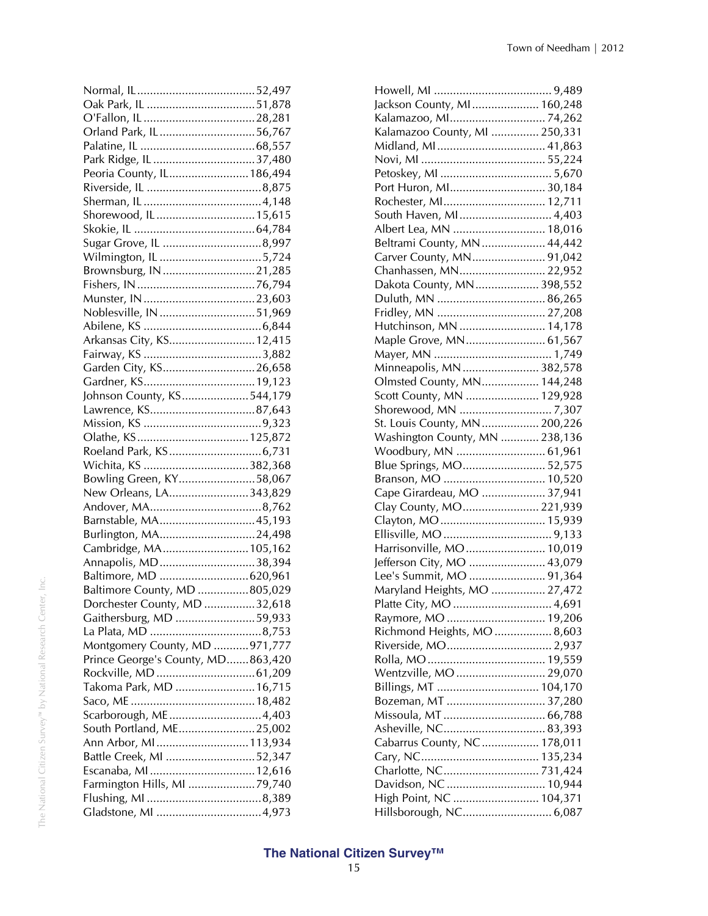Normal, IL....................................52,497
Oak Park, IL ..................................51,878
O'Fallon, IL ...................................28,281
Orland Park, IL .............................56,767
Palatine, IL ...................................68,557
Park Ridge, IL ................................37,480
Peoria County, IL.........................186,494
Riverside, IL ....................................8,875
Sherman, IL .....................................4,148
Shorewood, IL ...............................15,615
Skokie, IL ......................................64,784
Sugar Grove, IL ...............................8,997
Wilmington, IL ................................5,724
Brownsburg, IN ............................21,285
Fishers, IN .....................................76,794
Munster, IN ...................................23,603
Noblesville, IN ..............................51,969
Abilene, KS .....................................6,844
Arkansas City, KS...........................12,415
Fairway, KS .....................................3,882
Garden City, KS.............................26,658
Gardner, KS...................................19,123
Johnson County, KS.....................544,179
Lawrence, KS.................................87,643
Mission, KS .....................................9,323
Olathe, KS ...................................125,872
Roeland Park, KS ............................6,731
Wichita, KS .................................382,368
Bowling Green, KY........................58,067
New Orleans, LA.........................343,829
Andover, MA...................................8,762
Barnstable, MA..............................45,193
Burlington, MA..............................24,498
Cambridge, MA...........................105,162
Annapolis, MD..............................38,394
Baltimore, MD ............................620,961
Baltimore County, MD ................805,029
Dorchester County, MD ................32,618
Gaithersburg, MD .........................59,933
La Plata, MD ...................................8,753
Montgomery County, MD ...........971,777
Prince George's County, MD.......863,420
Rockville, MD ...............................61,209
Takoma Park, MD .........................16,715
Saco, ME .......................................18,482
Scarborough, ME............................4,403
South Portland, ME........................25,002
Ann Arbor, MI.............................113,934
Battle Creek, MI ............................52,347
Escanaba, MI .................................12,616
Farmington Hills, MI .....................79,740
Flushing, MI ....................................8,389
Gladstone, MI .................................4,973
Howell, MI ..................................... 9,489
Jackson County, MI..................... 160,248
Kalamazoo, MI.............................. 74,262
Kalamazoo County, MI ............... 250,331
Midland, MI.................................. 41,863
Novi, MI ....................................... 55,224
Petoskey, MI ................................... 5,670
Port Huron, MI.............................. 30,184
Rochester, MI................................ 12,711
South Haven, MI............................. 4,403
Albert Lea, MN ............................. 18,016
Beltrami County, MN.................... 44,442
Carver County, MN....................... 91,042
Chanhassen, MN........................... 22,952
Dakota County, MN.................... 398,552
Duluth, MN .................................. 86,265
Fridley, MN .................................. 27,208
Hutchinson, MN ........................... 14,178
Maple Grove, MN......................... 61,567
Mayer, MN ..................................... 1,749
Minneapolis, MN ........................ 382,578
Olmsted County, MN.................. 144,248
Scott County, MN ....................... 129,928
Shorewood, MN ............................. 7,307
St. Louis County, MN.................. 200,226
Washington County, MN ............ 238,136
Woodbury, MN ............................ 61,961
Blue Springs, MO.......................... 52,575
Branson, MO ................................ 10,520
Cape Girardeau, MO .................... 37,941
Clay County, MO........................ 221,939
Clayton, MO ................................. 15,939
Ellisville, MO .................................. 9,133
Harrisonville, MO ......................... 10,019
Jefferson City, MO ........................ 43,079
Lee's Summit, MO ........................ 91,364
Maryland Heights, MO ................. 27,472
Platte City, MO ............................... 4,691
Raymore, MO ............................... 19,206
Richmond Heights, MO .................. 8,603
Riverside, MO................................. 2,937
Rolla, MO ..................................... 19,559
Wentzville, MO ............................ 29,070
Billings, MT ................................ 104,170
Bozeman, MT ............................... 37,280
Missoula, MT ................................ 66,788
Asheville, NC................................ 83,393
Cabarrus County, NC .................. 178,011
Cary, NC..................................... 135,234
Charlotte, NC.............................. 731,424
Davidson, NC ............................... 10,944
High Point, NC ........................... 104,371
Hillsborough, NC............................ 6,087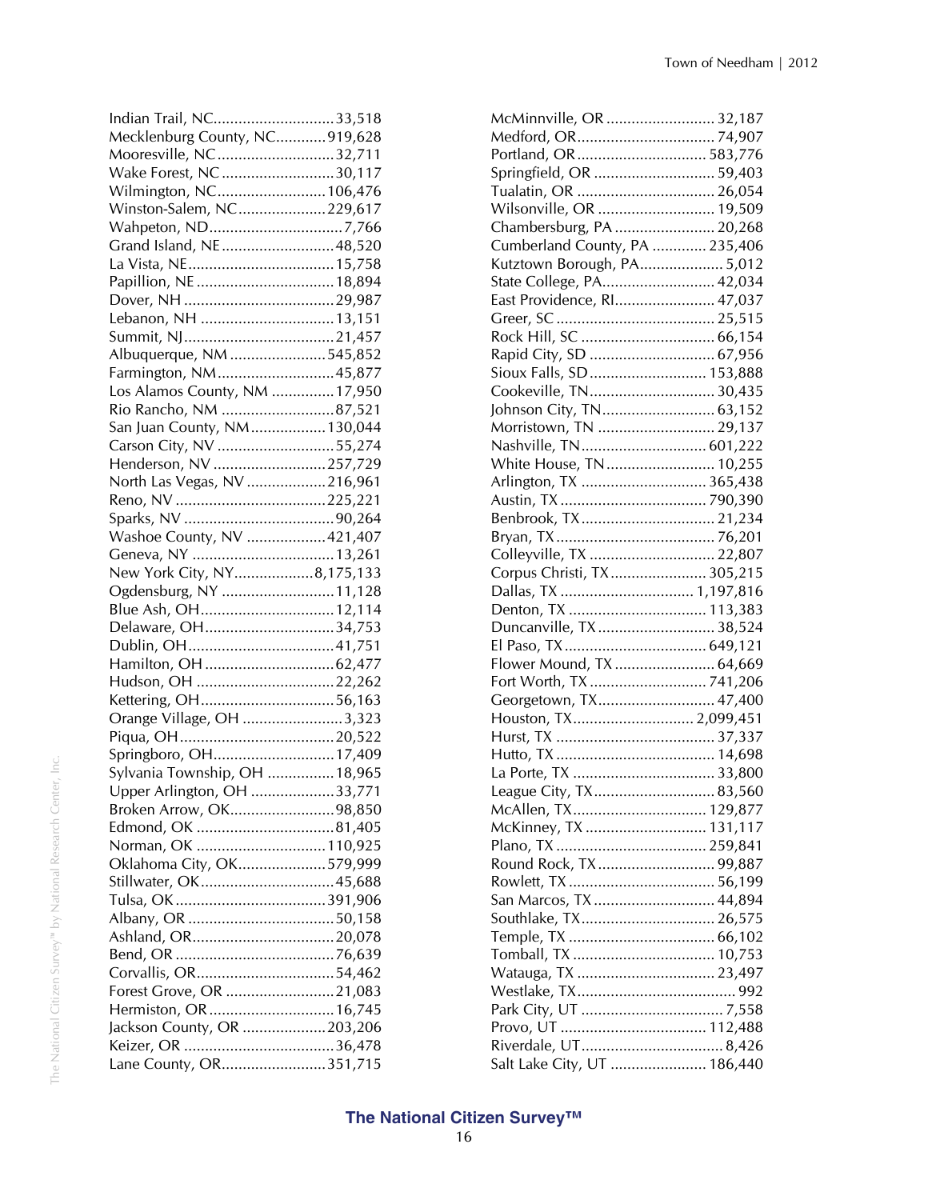Indian Trail, NC............................33,518
Mecklenburg County, NC............919,628
Mooresville, NC...........................32,711
Wake Forest, NC...........................30,117
Wilmington, NC..........................106,476
Winston-Salem, NC.....................229,617
Wahpeton, ND................................7,766
Grand Island, NE...........................48,520
La Vista, NE...................................15,758
Papillion, NE.................................18,894
Dover, NH......................................29,987
Lebanon, NH..................................13,151
Summit, NJ....................................21,457
Albuquerque, NM.......................545,852
Farmington, NM............................45,877
Los Alamos County, NM...............17,950
Rio Rancho, NM...........................87,521
San Juan County, NM..................130,044
Carson City, NV............................55,274
Henderson, NV...........................257,729
North Las Vegas, NV...................216,961
Reno, NV....................................225,221
Sparks, NV....................................90,264
Washoe County, NV...................421,407
Geneva, NY..................................13,261
New York City, NY...................8,175,133
Ogdensburg, NY...........................11,128
Blue Ash, OH................................12,114
Delaware, OH...............................34,753
Dublin, OH...................................41,751
Hamilton, OH...............................62,477
Hudson, OH.................................22,262
Kettering, OH................................56,163
Orange Village, OH........................3,323
Piqua, OH.....................................20,522
Springboro, OH.............................17,409
Sylvania Township, OH................18,965
Upper Arlington, OH....................33,771
Broken Arrow, OK.........................98,850
Edmond, OK.................................81,405
Norman, OK...............................110,925
Oklahoma City, OK.....................579,999
Stillwater, OK................................45,688
Tulsa, OK....................................391,906
Albany, OR...................................50,158
Ashland, OR..................................20,078
Bend, OR......................................76,639
Corvallis, OR.................................54,462
Forest Grove, OR..........................21,083
Hermiston, OR..............................16,745
Jackson County, OR....................203,206
Keizer, OR....................................36,478
Lane County, OR.........................351,715
McMinnville, OR..........................32,187
Medford, OR.................................74,907
Portland, OR...............................583,776
Springfield, OR.............................59,403
Tualatin, OR.................................26,054
Wilsonville, OR............................19,509
Chambersburg, PA........................20,268
Cumberland County, PA.............235,406
Kutztown Borough, PA....................5,012
State College, PA...........................42,034
East Providence, RI........................47,037
Greer, SC......................................25,515
Rock Hill, SC................................66,154
Rapid City, SD.............................67,956
Sioux Falls, SD............................153,888
Cookeville, TN.............................30,435
Johnson City, TN...........................63,152
Morristown, TN............................29,137
Nashville, TN..............................601,222
White House, TN..........................10,255
Arlington, TX..............................365,438
Austin, TX...................................790,390
Benbrook, TX................................21,234
Bryan, TX......................................76,201
Colleyville, TX..............................22,807
Corpus Christi, TX.......................305,215
Dallas, TX................................1,197,816
Denton, TX.................................113,383
Duncanville, TX............................38,524
El Paso, TX..................................649,121
Flower Mound, TX........................64,669
Fort Worth, TX............................741,206
Georgetown, TX............................47,400
Houston, TX.............................2,099,451
Hurst, TX......................................37,337
Hutto, TX......................................14,698
La Porte, TX..................................33,800
League City, TX.............................83,560
McAllen, TX................................129,877
McKinney, TX.............................131,117
Plano, TX....................................259,841
Round Rock, TX............................99,887
Rowlett, TX...................................56,199
San Marcos, TX.............................44,894
Southlake, TX................................26,575
Temple, TX...................................66,102
Tomball, TX..................................10,753
Watauga, TX.................................23,497
Westlake, TX......................................992
Park City, UT..................................7,558
Provo, UT...................................112,488
Riverdale, UT..................................8,426
Salt Lake City, UT.......................186,440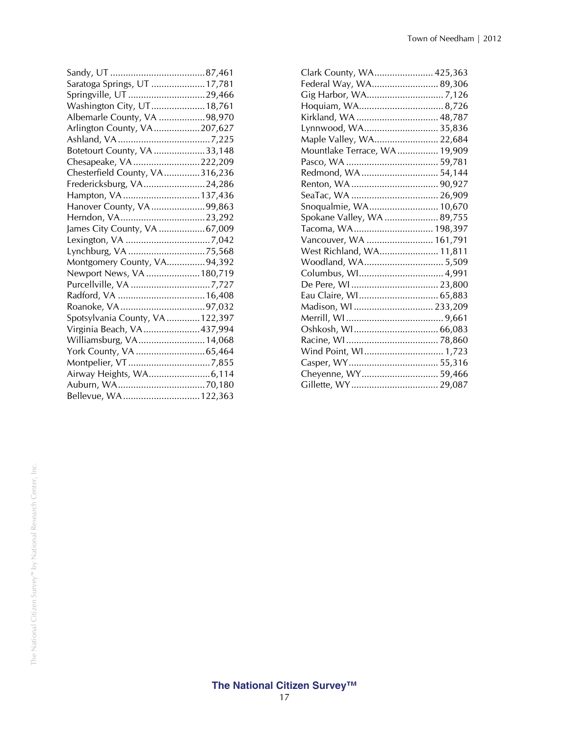Sandy, UT .....................................87,461
Saratoga Springs, UT .....................17,781
Springville, UT ..............................29,466
Washington City, UT.....................18,761
Albemarle County, VA ..................98,970
Arlington County, VA..................207,627
Ashland, VA....................................7,225
Botetourt County, VA ....................33,148
Chesapeake, VA ..........................222,209
Chesterfield County, VA..............316,236
Fredericksburg, VA........................24,286
Hampton, VA ..............................137,436
Hanover County, VA .....................99,863
Herndon, VA.................................23,292
James City County, VA ..................67,009
Lexington, VA .................................7,042
Lynchburg, VA ..............................75,568
Montgomery County, VA...............94,392
Newport News, VA .....................180,719
Purcellville, VA ...............................7,727
Radford, VA ..................................16,408
Roanoke, VA.................................97,032
Spotsylvania County, VA .............122,397
Virginia Beach, VA......................437,994
Williamsburg, VA..........................14,068
York County, VA ...........................65,464
Montpelier, VT ................................7,855
Airway Heights, WA........................6,114
Auburn, WA..................................70,180
Bellevue, WA ..............................122,363
Clark County, WA....................... 425,363
Federal Way, WA.......................... 89,306
Gig Harbor, WA.............................. 7,126
Hoquiam, WA................................. 8,726
Kirkland, WA ................................ 48,787
Lynnwood, WA............................. 35,836
Maple Valley, WA......................... 22,684
Mountlake Terrace, WA ................ 19,909
Pasco, WA .................................... 59,781
Redmond, WA .............................. 54,144
Renton, WA .................................. 90,927
SeaTac, WA .................................. 26,909
Snoqualmie, WA........................... 10,670
Spokane Valley, WA ..................... 89,755
Tacoma, WA ............................... 198,397
Vancouver, WA .......................... 161,791
West Richland, WA....................... 11,811
Woodland, WA............................... 5,509
Columbus, WI................................. 4,991
De Pere, WI .................................. 23,800
Eau Claire, WI............................... 65,883
Madison, WI ............................... 233,209
Merrill, WI ...................................... 9,661
Oshkosh, WI................................. 66,083
Racine, WI .................................... 78,860
Wind Point, WI............................... 1,723
Casper, WY................................... 55,316
Cheyenne, WY.............................. 59,466
Gillette, WY .................................. 29,087